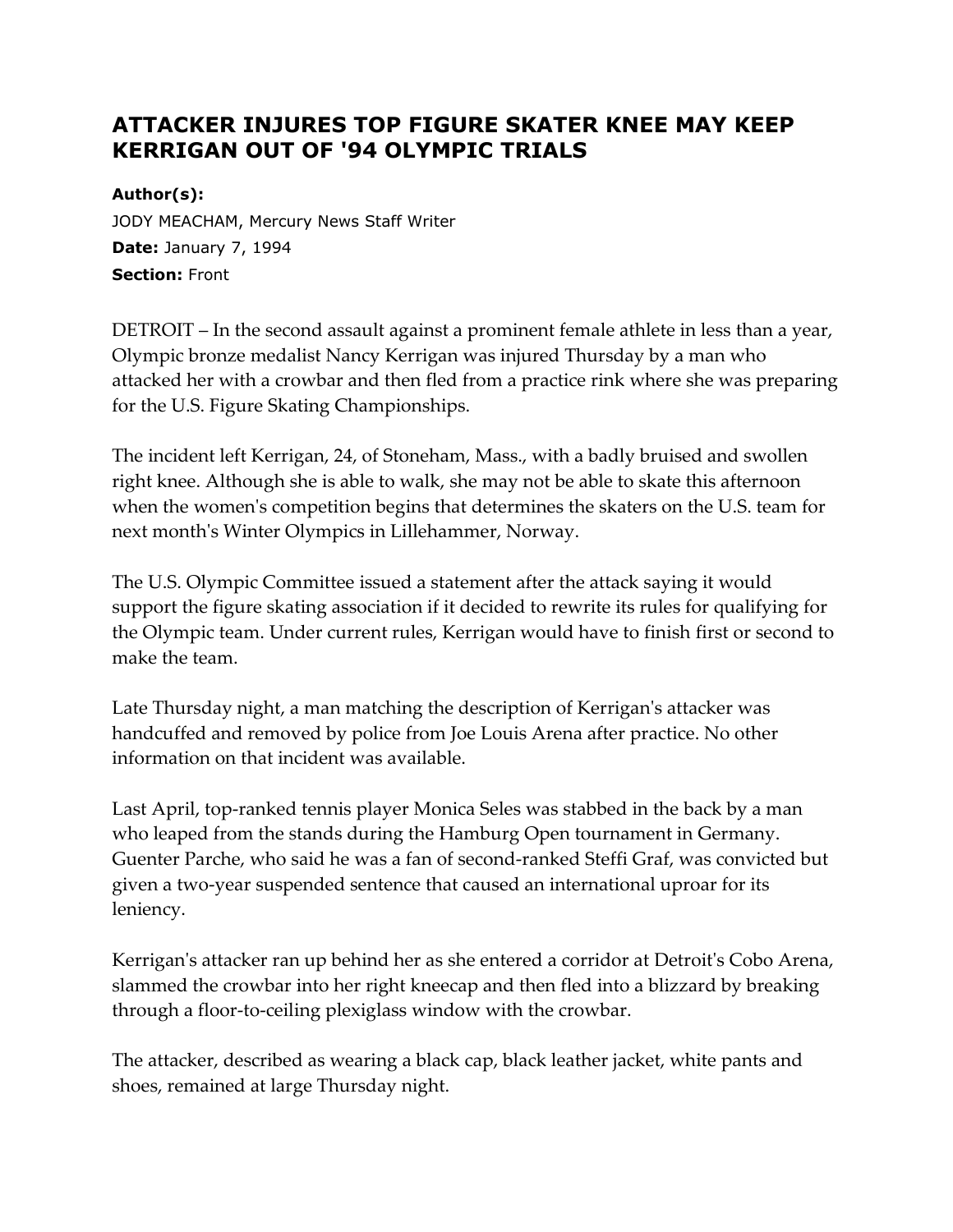# ATTACKER INJURES TOP FIGURE SKATER KNEE MAY KEEP KERRIGAN OUT OF '94 OLYMPIC TRIALS

**Author(s):**
JODY MEACHAM, Mercury News Staff Writer
**Date:** January 7, 1994
**Section:** Front

DETROIT – In the second assault against a prominent female athlete in less than a year, Olympic bronze medalist Nancy Kerrigan was injured Thursday by a man who attacked her with a crowbar and then fled from a practice rink where she was preparing for the U.S. Figure Skating Championships.

The incident left Kerrigan, 24, of Stoneham, Mass., with a badly bruised and swollen right knee. Although she is able to walk, she may not be able to skate this afternoon when the women's competition begins that determines the skaters on the U.S. team for next month's Winter Olympics in Lillehammer, Norway.

The U.S. Olympic Committee issued a statement after the attack saying it would support the figure skating association if it decided to rewrite its rules for qualifying for the Olympic team. Under current rules, Kerrigan would have to finish first or second to make the team.

Late Thursday night, a man matching the description of Kerrigan's attacker was handcuffed and removed by police from Joe Louis Arena after practice. No other information on that incident was available.

Last April, top-ranked tennis player Monica Seles was stabbed in the back by a man who leaped from the stands during the Hamburg Open tournament in Germany. Guenter Parche, who said he was a fan of second-ranked Steffi Graf, was convicted but given a two-year suspended sentence that caused an international uproar for its leniency.

Kerrigan's attacker ran up behind her as she entered a corridor at Detroit's Cobo Arena, slammed the crowbar into her right kneecap and then fled into a blizzard by breaking through a floor-to-ceiling plexiglass window with the crowbar.

The attacker, described as wearing a black cap, black leather jacket, white pants and shoes, remained at large Thursday night.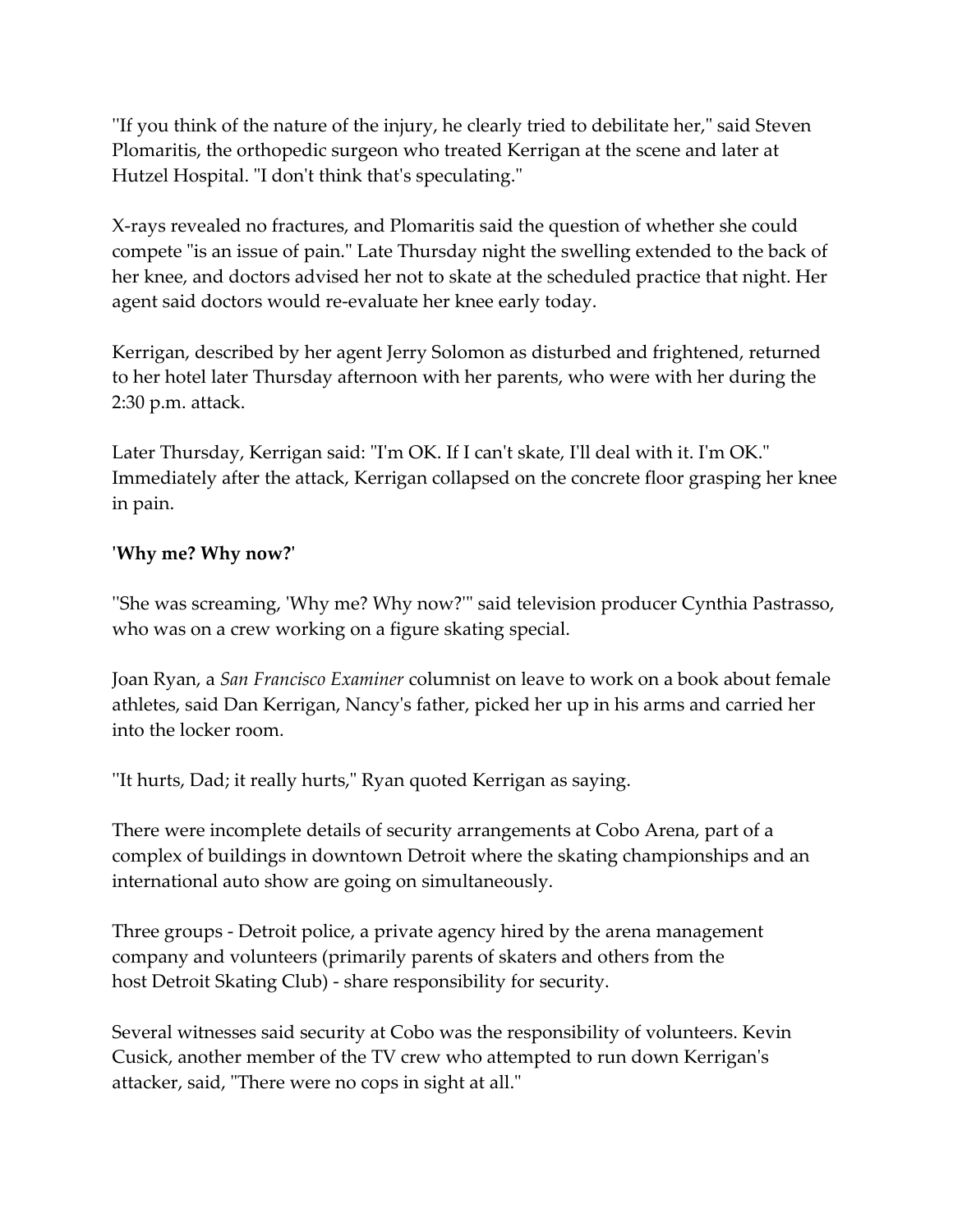"If you think of the nature of the injury, he clearly tried to debilitate her," said Steven Plomaritis, the orthopedic surgeon who treated Kerrigan at the scene and later at Hutzel Hospital. "I don't think that's speculating."

X-rays revealed no fractures, and Plomaritis said the question of whether she could compete "is an issue of pain." Late Thursday night the swelling extended to the back of her knee, and doctors advised her not to skate at the scheduled practice that night. Her agent said doctors would re-evaluate her knee early today.

Kerrigan, described by her agent Jerry Solomon as disturbed and frightened, returned to her hotel later Thursday afternoon with her parents, who were with her during the 2:30 p.m. attack.

Later Thursday, Kerrigan said: "I'm OK. If I can't skate, I'll deal with it. I'm OK." Immediately after the attack, Kerrigan collapsed on the concrete floor grasping her knee in pain.

**'Why me? Why now?'**

"She was screaming, 'Why me? Why now?'" said television producer Cynthia Pastrasso, who was on a crew working on a figure skating special.

Joan Ryan, a *San Francisco Examiner* columnist on leave to work on a book about female athletes, said Dan Kerrigan, Nancy's father, picked her up in his arms and carried her into the locker room.

"It hurts, Dad; it really hurts," Ryan quoted Kerrigan as saying.

There were incomplete details of security arrangements at Cobo Arena, part of a complex of buildings in downtown Detroit where the skating championships and an international auto show are going on simultaneously.

Three groups - Detroit police, a private agency hired by the arena management company and volunteers (primarily parents of skaters and others from the host Detroit Skating Club) - share responsibility for security.

Several witnesses said security at Cobo was the responsibility of volunteers. Kevin Cusick, another member of the TV crew who attempted to run down Kerrigan's attacker, said, "There were no cops in sight at all."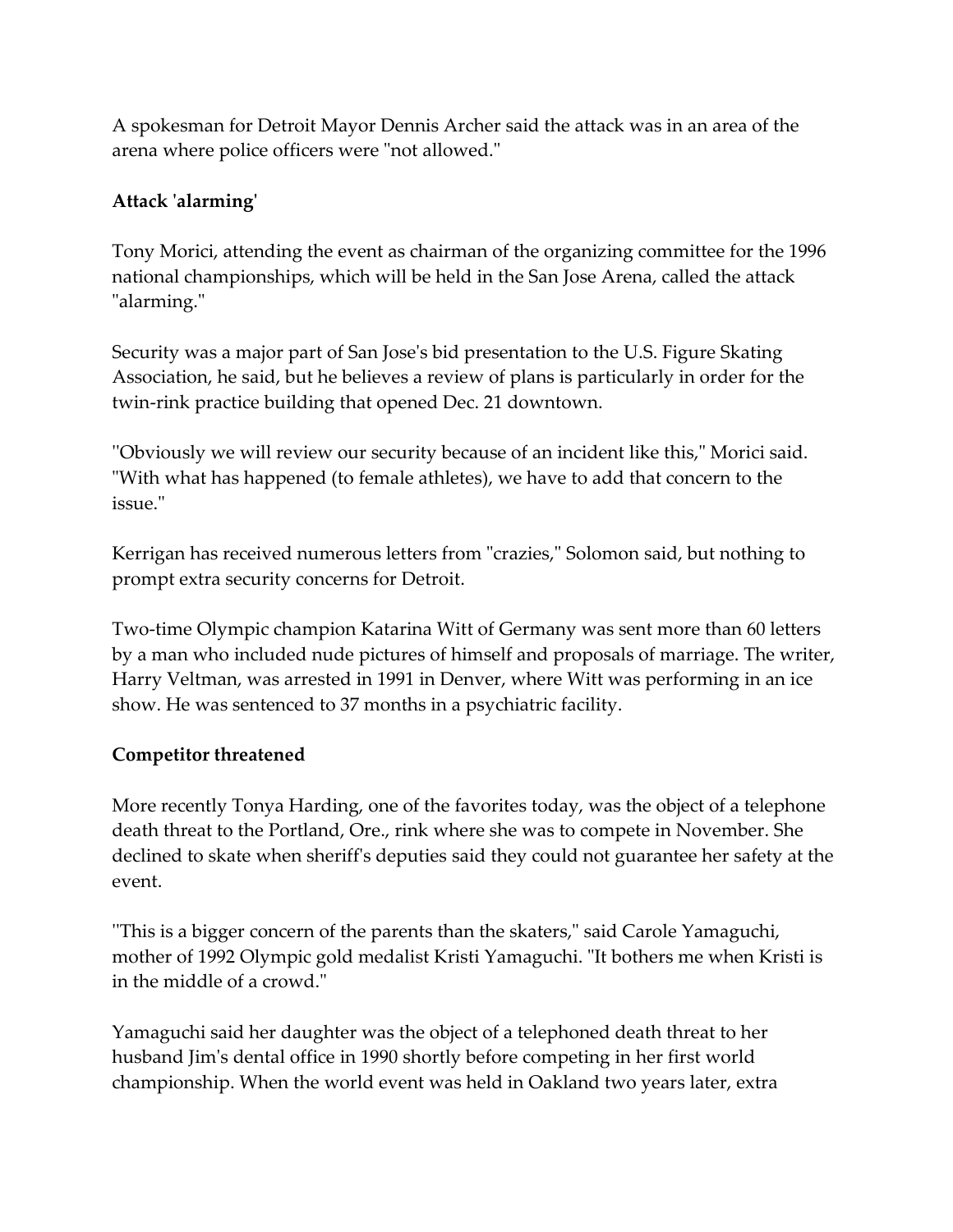A spokesman for Detroit Mayor Dennis Archer said the attack was in an area of the arena where police officers were "not allowed."

**Attack 'alarming'**

Tony Morici, attending the event as chairman of the organizing committee for the 1996 national championships, which will be held in the San Jose Arena, called the attack "alarming."

Security was a major part of San Jose's bid presentation to the U.S. Figure Skating Association, he said, but he believes a review of plans is particularly in order for the twin-rink practice building that opened Dec. 21 downtown.

"Obviously we will review our security because of an incident like this," Morici said. "With what has happened (to female athletes), we have to add that concern to the issue."

Kerrigan has received numerous letters from "crazies," Solomon said, but nothing to prompt extra security concerns for Detroit.

Two-time Olympic champion Katarina Witt of Germany was sent more than 60 letters by a man who included nude pictures of himself and proposals of marriage. The writer, Harry Veltman, was arrested in 1991 in Denver, where Witt was performing in an ice show. He was sentenced to 37 months in a psychiatric facility.

**Competitor threatened**

More recently Tonya Harding, one of the favorites today, was the object of a telephone death threat to the Portland, Ore., rink where she was to compete in November. She declined to skate when sheriff's deputies said they could not guarantee her safety at the event.

"This is a bigger concern of the parents than the skaters," said Carole Yamaguchi, mother of 1992 Olympic gold medalist Kristi Yamaguchi. "It bothers me when Kristi is in the middle of a crowd."

Yamaguchi said her daughter was the object of a telephoned death threat to her husband Jim's dental office in 1990 shortly before competing in her first world championship. When the world event was held in Oakland two years later, extra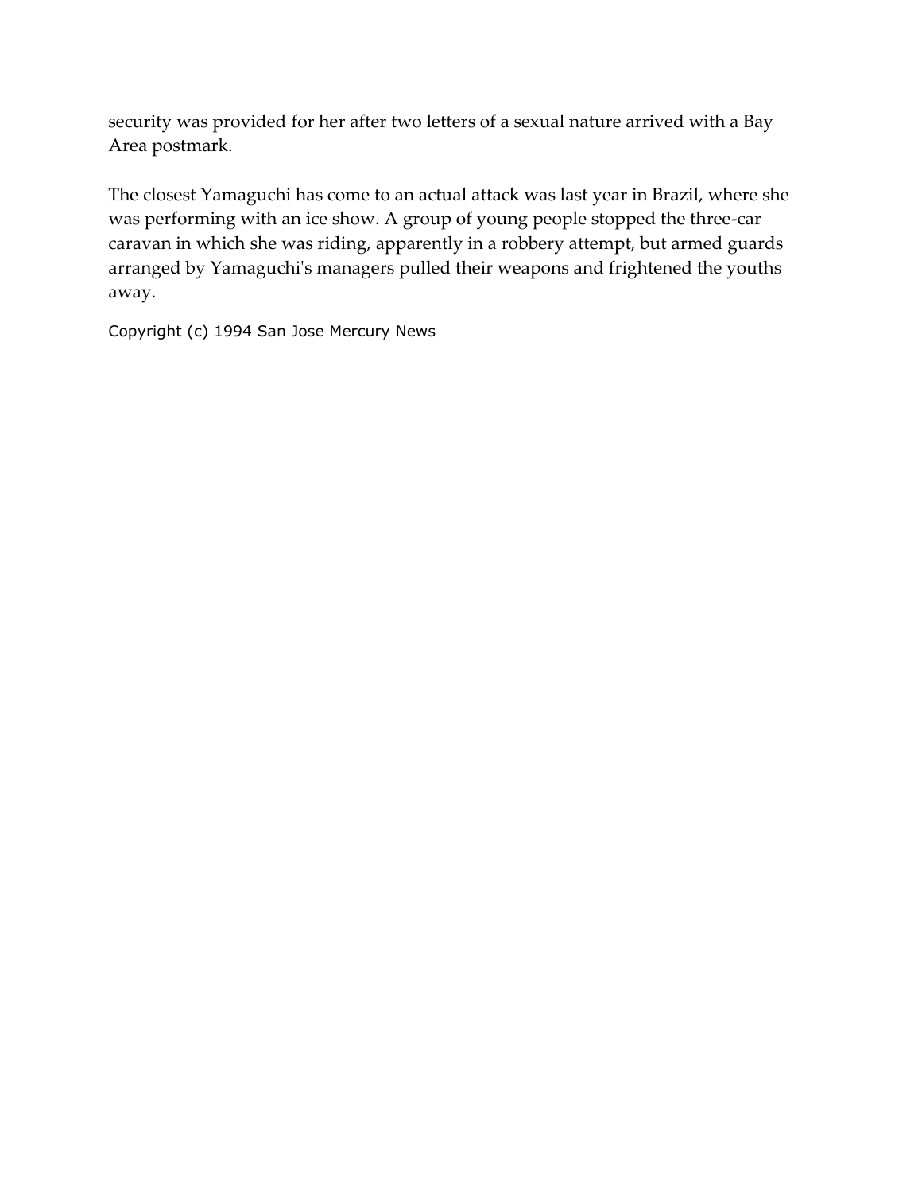security was provided for her after two letters of a sexual nature arrived with a Bay Area postmark.

The closest Yamaguchi has come to an actual attack was last year in Brazil, where she was performing with an ice show. A group of young people stopped the three-car caravan in which she was riding, apparently in a robbery attempt, but armed guards arranged by Yamaguchi's managers pulled their weapons and frightened the youths away.

Copyright (c) 1994 San Jose Mercury News